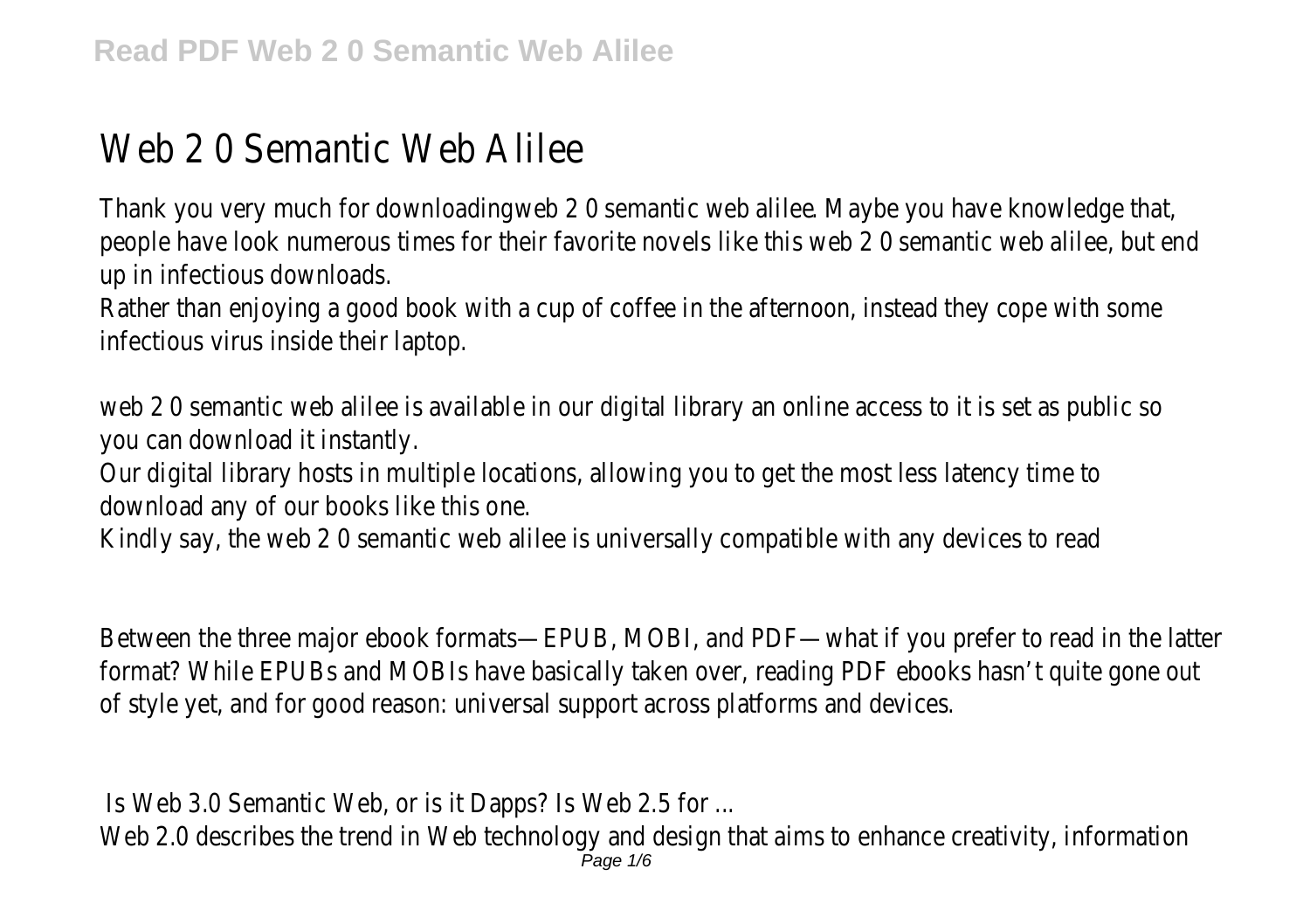# Web 2 0 Semantic Web Alilee

Thank you very much for downloadingweb 2 0 semantic web alilee. Maybe you have knowledge that, people have look numerous times for their favorite novels like this web 2 0 semantic web alilee, but end up in infectious downloads.

Rather than enjoying a good book with a cup of coffee in the afternoon, instead they cope with some infectious virus inside their laptop.

web 2 0 semantic web alilee is available in our digital library an online access to it is set as public so you can download it instantly.

Our digital library hosts in multiple locations, allowing you to get the most less latency time to download any of our books like this one.

Kindly say, the web 2 0 semantic web alilee is universally compatible with any devices to read

Between the three major ebook formats—EPUB, MOBI, and PDF—what if you prefer to read in the latter format? While EPUBs and MOBIs have basically taken over, reading PDF ebooks hasn't quite gone out of style yet, and for good reason: universal support across platforms and devices.

Is Web 3.0 Semantic Web, or is it Dapps? Is Web 2.5 for ...

Web 2.0 describes the trend in Web technology and design that aims to enhance creativity, information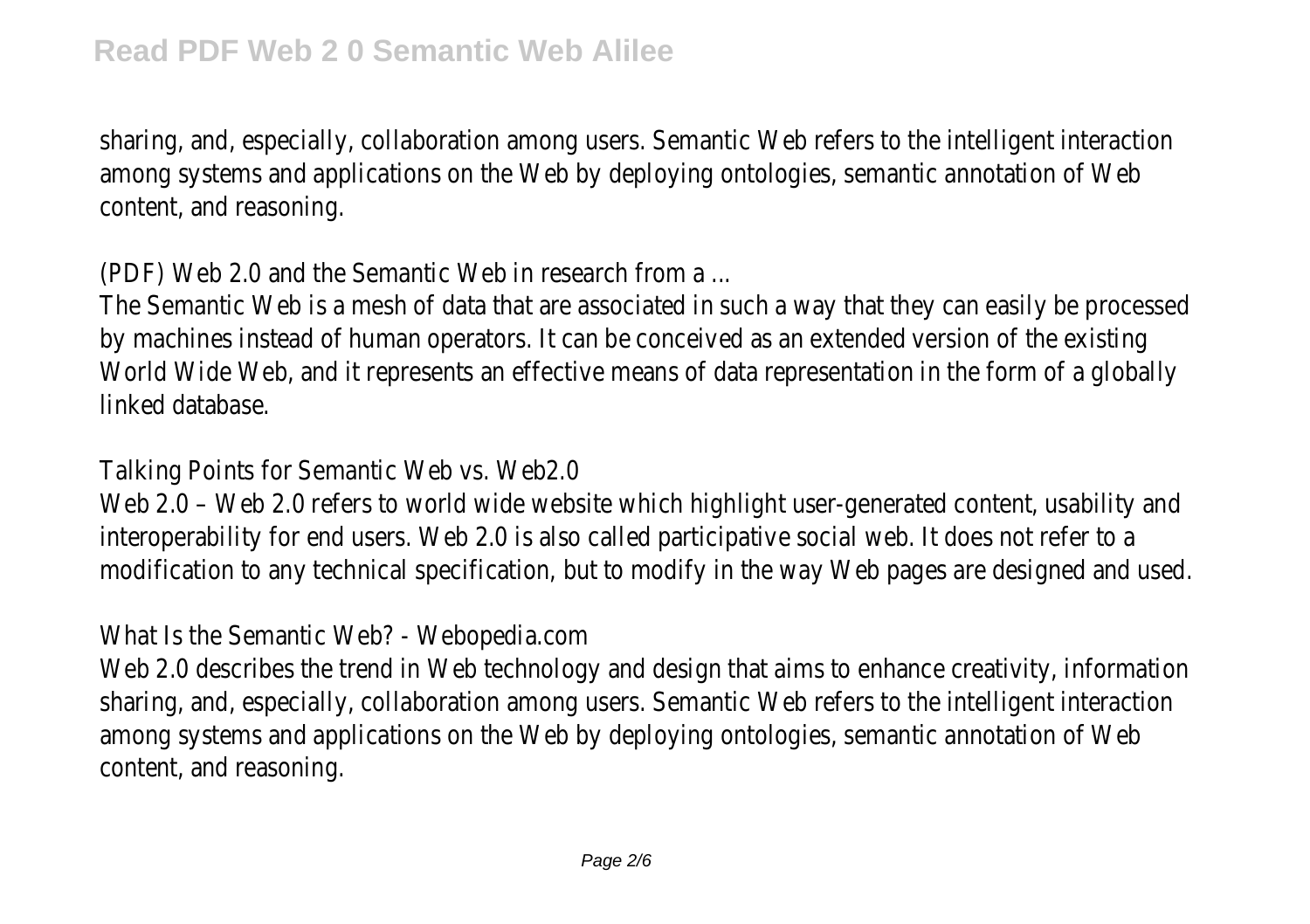sharing, and, especially, collaboration among users. Semantic Web refers to the intelligent interaction among systems and applications on the Web by deploying ontologies, semantic annotation of Web content, and reasoning.

(PDF) Web 2.0 and the Semantic Web in research from a ...

The Semantic Web is a mesh of data that are associated in such a way that they can easily be processed by machines instead of human operators. It can be conceived as an extended version of the existing World Wide Web, and it represents an effective means of data representation in the form of a globally linked database.

Talking Points for Semantic Web vs. Web2.0

Web 2.0 – Web 2.0 refers to world wide website which highlight user-generated content, usability and interoperability for end users. Web 2.0 is also called participative social web. It does not refer to a modification to any technical specification, but to modify in the way Web pages are designed and used.

What Is the Semantic Web? - Webopedia.com

Web 2.0 describes the trend in Web technology and design that aims to enhance creativity, information sharing, and, especially, collaboration among users. Semantic Web refers to the intelligent interaction among systems and applications on the Web by deploying ontologies, semantic annotation of Web content, and reasoning.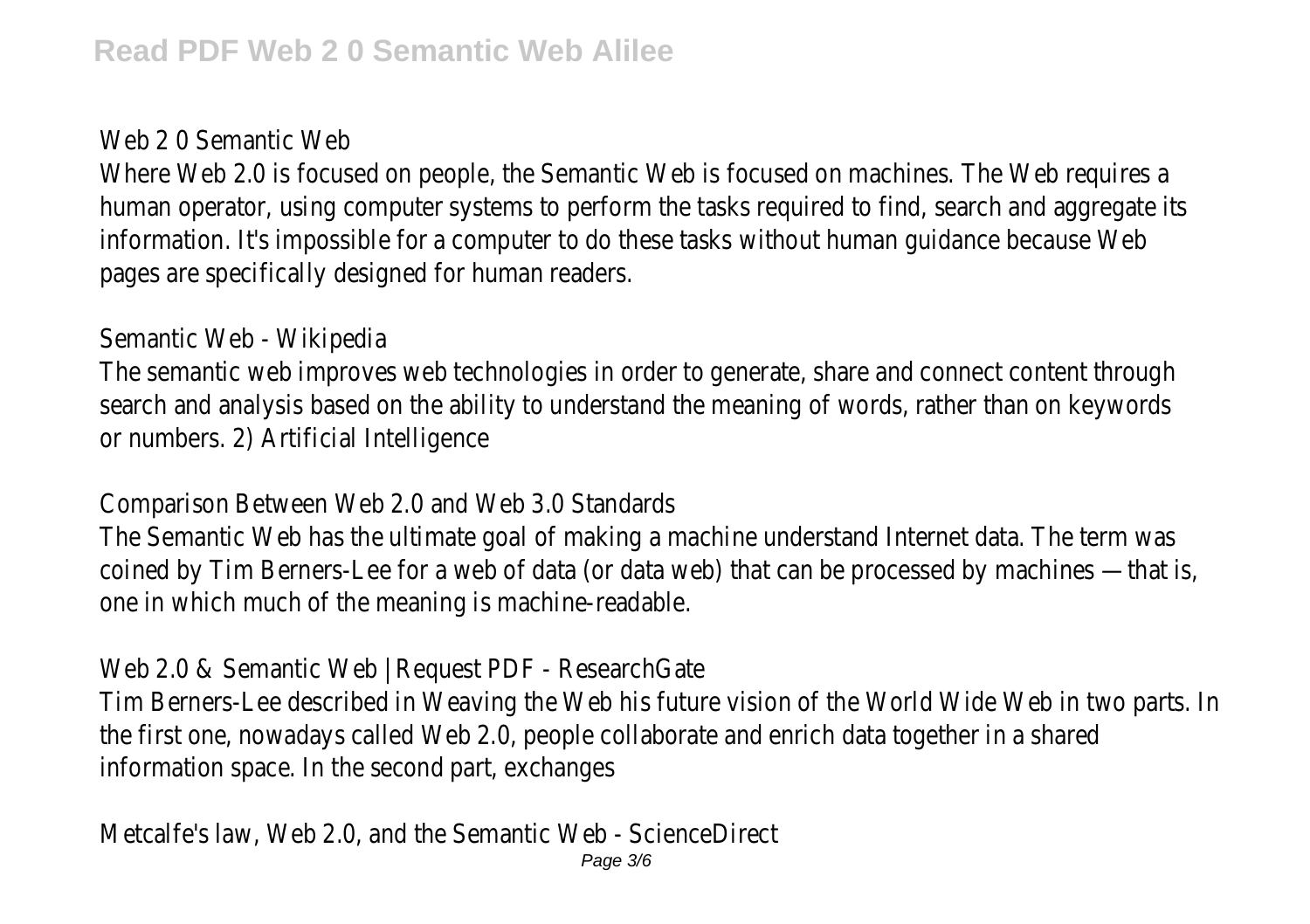Web 2 0 Semantic Web

Where Web 2.0 is focused on people, the Semantic Web is focused on machines. The Web requires a human operator, using computer systems to perform the tasks required to find, search and aggregate its information. It's impossible for a computer to do these tasks without human guidance because Web pages are specifically designed for human readers.

Semantic Web - Wikipedia

The semantic web improves web technologies in order to generate, share and connect content through search and analysis based on the ability to understand the meaning of words, rather than on keywords or numbers. 2) Artificial Intelligence

Comparison Between Web 2.0 and Web 3.0 Standards

The Semantic Web has the ultimate goal of making a machine understand Internet data. The term was coined by Tim Berners-Lee for a web of data (or data web) that can be processed by machines —that is, one in which much of the meaning is machine-readable.

Web 2.0 & Semantic Web | Request PDF - ResearchGate

Tim Berners-Lee described in Weaving the Web his future vision of the World Wide Web in two parts. In the first one, nowadays called Web 2.0, people collaborate and enrich data together in a shared information space. In the second part, exchanges

Metcalfe's law, Web 2.0, and the Semantic Web - ScienceDirect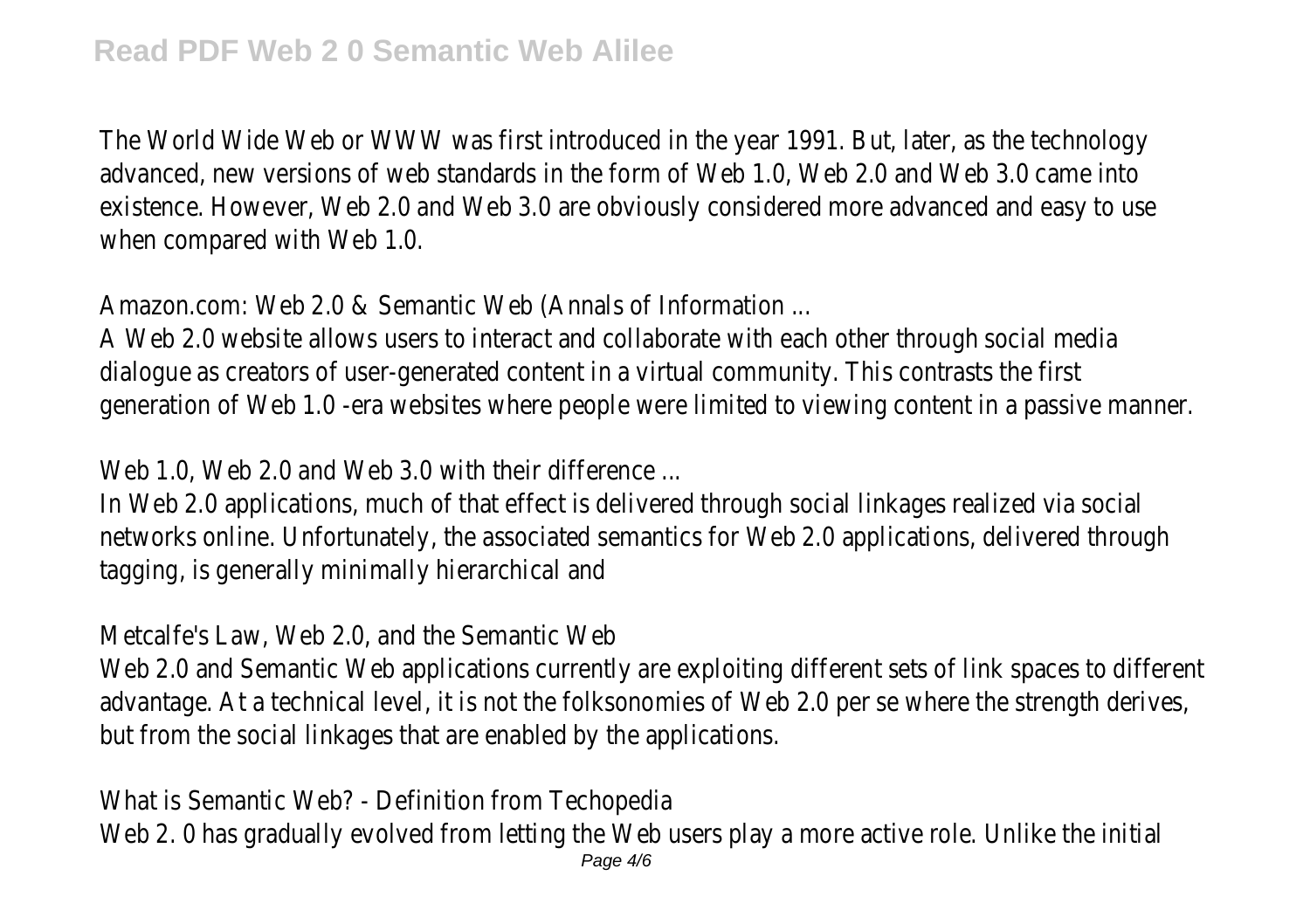The World Wide Web or WWW was first introduced in the year 1991. But, later, as the technology advanced, new versions of web standards in the form of Web 1.0, Web 2.0 and Web 3.0 came into existence. However, Web 2.0 and Web 3.0 are obviously considered more advanced and easy to use when compared with Web 1.0.

Amazon.com: Web 2.0 & Semantic Web (Annals of Information ...

A Web 2.0 website allows users to interact and collaborate with each other through social media dialogue as creators of user-generated content in a virtual community. This contrasts the first generation of Web 1.0 -era websites where people were limited to viewing content in a passive manner.

Web 1.0, Web 2.0 and Web 3.0 with their difference ...

In Web 2.0 applications, much of that effect is delivered through social linkages realized via social networks online. Unfortunately, the associated semantics for Web 2.0 applications, delivered through tagging, is generally minimally hierarchical and

Metcalfe's Law, Web 2.0, and the Semantic Web

Web 2.0 and Semantic Web applications currently are exploiting different sets of link spaces to different advantage. At a technical level, it is not the folksonomies of Web 2.0 per se where the strength derives, but from the social linkages that are enabled by the applications.

What is Semantic Web? - Definition from Techopedia

Web 2. 0 has gradually evolved from letting the Web users play a more active role. Unlike the initial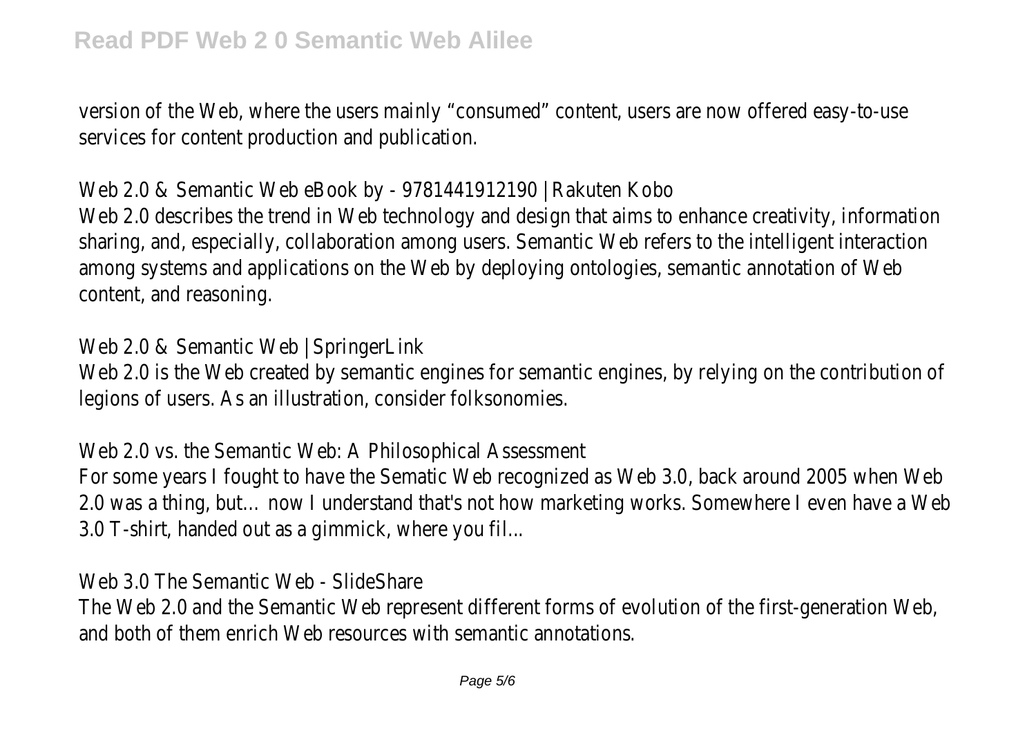version of the Web, where the users mainly "consumed" content, users are now offered easy-to-use services for content production and publication.

Web 2.0 & Semantic Web eBook by - 9781441912190 | Rakuten Kobo

Web 2.0 describes the trend in Web technology and design that aims to enhance creativity, information sharing, and, especially, collaboration among users. Semantic Web refers to the intelligent interaction among systems and applications on the Web by deploying ontologies, semantic annotation of Web content, and reasoning.

Web 2.0 & Semantic Web | SpringerLink

Web 2.0 is the Web created by semantic engines for semantic engines, by relying on the contribution of legions of users. As an illustration, consider folksonomies.

Web 2.0 vs. the Semantic Web: A Philosophical Assessment

For some years I fought to have the Sematic Web recognized as Web 3.0, back around 2005 when Web 2.0 was a thing, but… now I understand that's not how marketing works. Somewhere I even have a Web 3.0 T-shirt, handed out as a gimmick, where you fil...

Web 3.0 The Semantic Web - SlideShare

The Web 2.0 and the Semantic Web represent different forms of evolution of the first-generation Web, and both of them enrich Web resources with semantic annotations.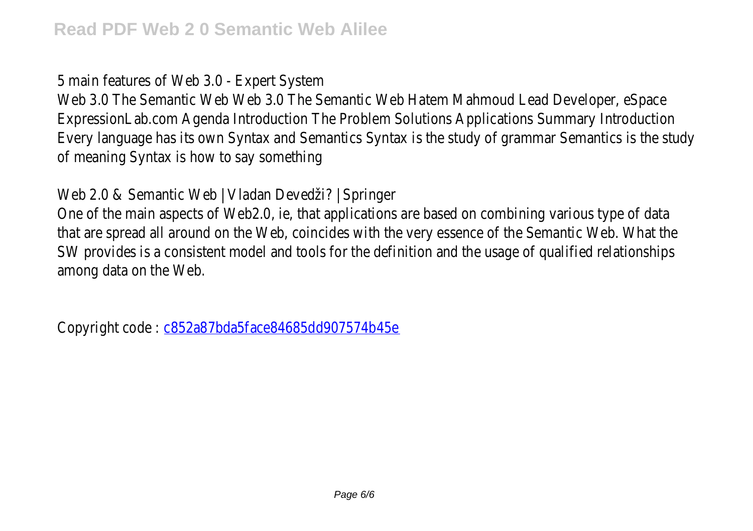5 main features of Web 3.0 - Expert System

Web 3.0 The Semantic Web Web 3.0 The Semantic Web Hatem Mahmoud Lead Developer, eSpace ExpressionLab.com Agenda Introduction The Problem Solutions Applications Summary Introduction Every language has its own Syntax and Semantics Syntax is the study of grammar Semantics is the study of meaning Syntax is how to say something

Web 2.0 & Semantic Web | Vladan Devedži? | Springer

One of the main aspects of Web2.0, ie, that applications are based on combining various type of data that are spread all around on the Web, coincides with the very essence of the Semantic Web. What the SW provides is a consistent model and tools for the definition and the usage of qualified relationships among data on the Web.

Copyright code : c852a87bda5face84685dd907574b45e